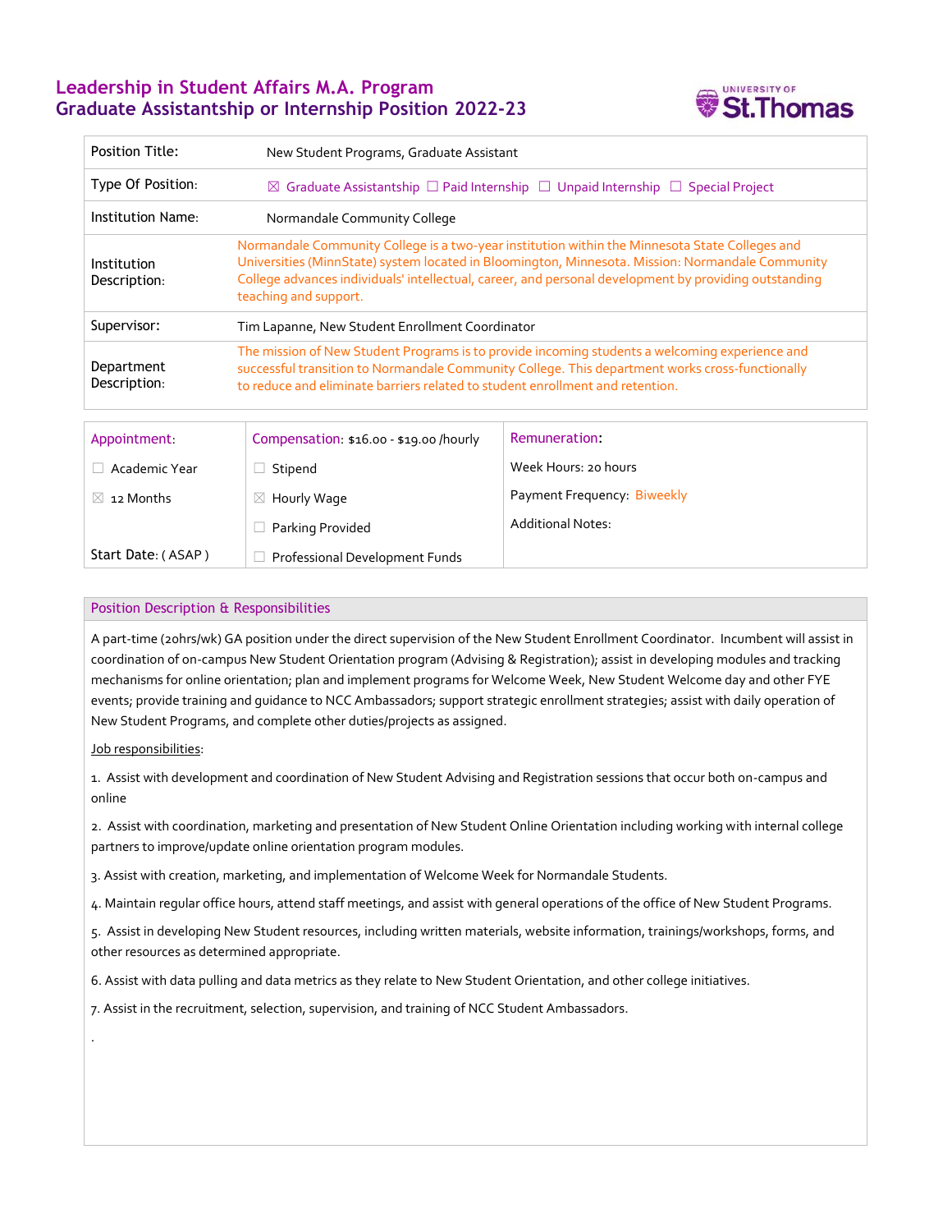# Leadership in Student Affairs M.A. Program
## Graduate Assistantship or Internship Position 2022-23

UNIVERSITY OF St.Thomas

| | |
|---|---|
| Position Title: | New Student Programs, Graduate Assistant |
| Type Of Position: | ☒ Graduate Assistantship ☐ Paid Internship ☐ Unpaid Internship ☐ Special Project |
| Institution Name: | Normandale Community College |
| Institution Description: | Normandale Community College is a two-year institution within the Minnesota State Colleges and Universities (MinnState) system located in Bloomington, Minnesota. Mission: Normandale Community College advances individuals' intellectual, career, and personal development by providing outstanding teaching and support. |
| Supervisor: | Tim Lapanne, New Student Enrollment Coordinator |
| Department Description: | The mission of New Student Programs is to provide incoming students a welcoming experience and successful transition to Normandale Community College. This department works cross-functionally to reduce and eliminate barriers related to student enrollment and retention. |

| Appointment: | Compensation: $16.00 - $19.00 /hourly | Remuneration: |
|---|---|---|
| ☐ Academic Year | ☐ Stipend | Week Hours: 20 hours |
| ☒ 12 Months | ☒ Hourly Wage | Payment Frequency: Biweekly |
| | ☐ Parking Provided | Additional Notes: |
| Start Date: ( ASAP ) | ☐ Professional Development Funds | |

### Position Description & Responsibilities

A part-time (20hrs/wk) GA position under the direct supervision of the New Student Enrollment Coordinator. Incumbent will assist in coordination of on-campus New Student Orientation program (Advising & Registration); assist in developing modules and tracking mechanisms for online orientation; plan and implement programs for Welcome Week, New Student Welcome day and other FYE events; provide training and guidance to NCC Ambassadors; support strategic enrollment strategies; assist with daily operation of New Student Programs, and complete other duties/projects as assigned.

Job responsibilities:

1. Assist with development and coordination of New Student Advising and Registration sessions that occur both on-campus and online

2. Assist with coordination, marketing and presentation of New Student Online Orientation including working with internal college partners to improve/update online orientation program modules.

3. Assist with creation, marketing, and implementation of Welcome Week for Normandale Students.

4. Maintain regular office hours, attend staff meetings, and assist with general operations of the office of New Student Programs.

5. Assist in developing New Student resources, including written materials, website information, trainings/workshops, forms, and other resources as determined appropriate.

6. Assist with data pulling and data metrics as they relate to New Student Orientation, and other college initiatives.

7. Assist in the recruitment, selection, supervision, and training of NCC Student Ambassadors.

.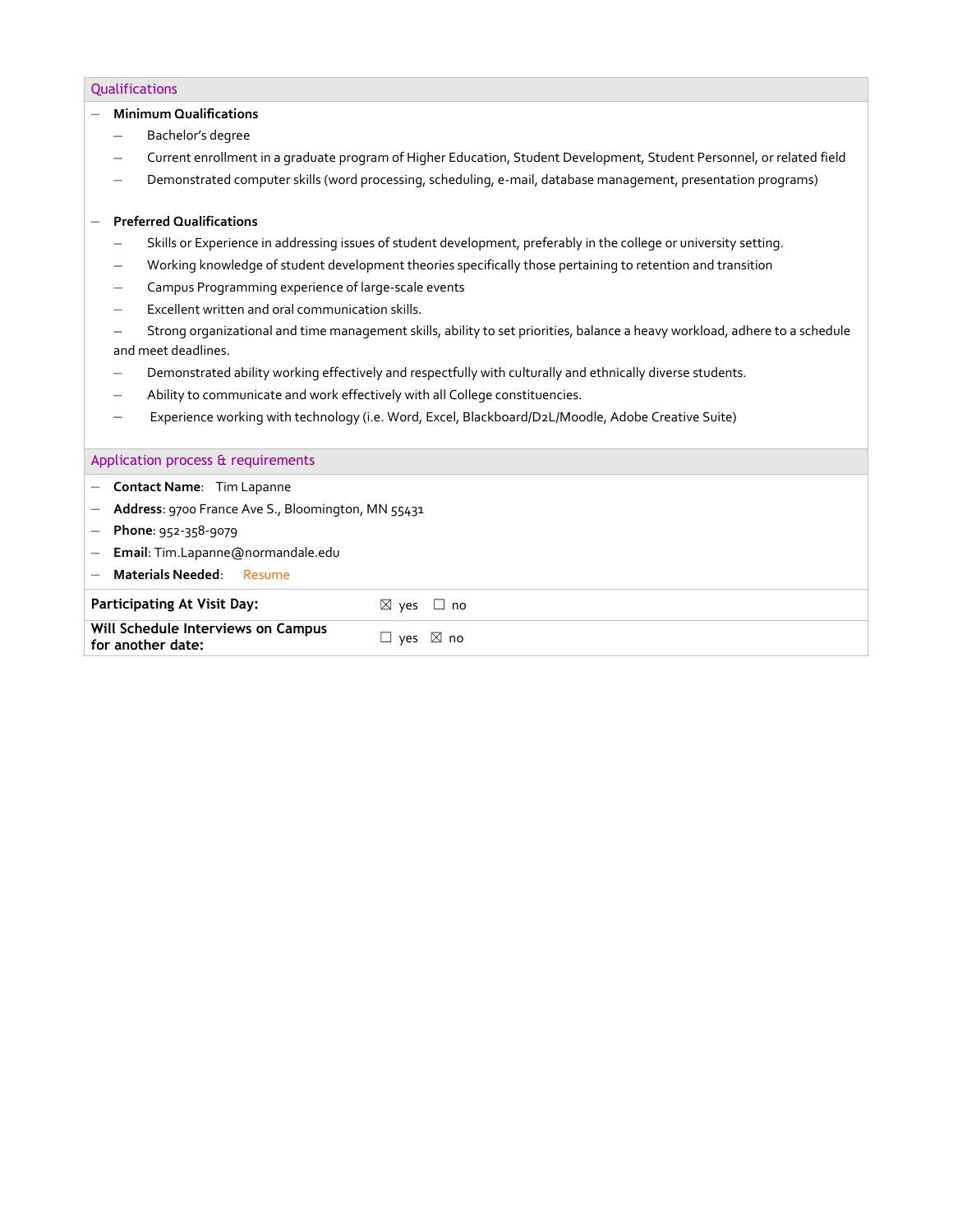## Qualifications

- **Minimum Qualifications**
  - Bachelor's degree
  - Current enrollment in a graduate program of Higher Education, Student Development, Student Personnel, or related field
  - Demonstrated computer skills (word processing, scheduling, e-mail, database management, presentation programs)

- **Preferred Qualifications**
  - Skills or Experience in addressing issues of student development, preferably in the college or university setting.
  - Working knowledge of student development theories specifically those pertaining to retention and transition
  - Campus Programming experience of large-scale events
  - Excellent written and oral communication skills.
  - Strong organizational and time management skills, ability to set priorities, balance a heavy workload, adhere to a schedule and meet deadlines.
  - Demonstrated ability working effectively and respectfully with culturally and ethnically diverse students.
  - Ability to communicate and work effectively with all College constituencies.
  - Experience working with technology (i.e. Word, Excel, Blackboard/D2L/Moodle, Adobe Creative Suite)

## Application process & requirements

- **Contact Name**: Tim Lapanne
- **Address**: 9700 France Ave S., Bloomington, MN 55431
- **Phone**: 952-358-9079
- **Email**: Tim.Lapanne@normandale.edu
- **Materials Needed**: Resume

| | |
|---|---|
| **Participating At Visit Day:** | ☒ yes ☐ no |
| **Will Schedule Interviews on Campus for another date:** | ☐ yes ☒ no |